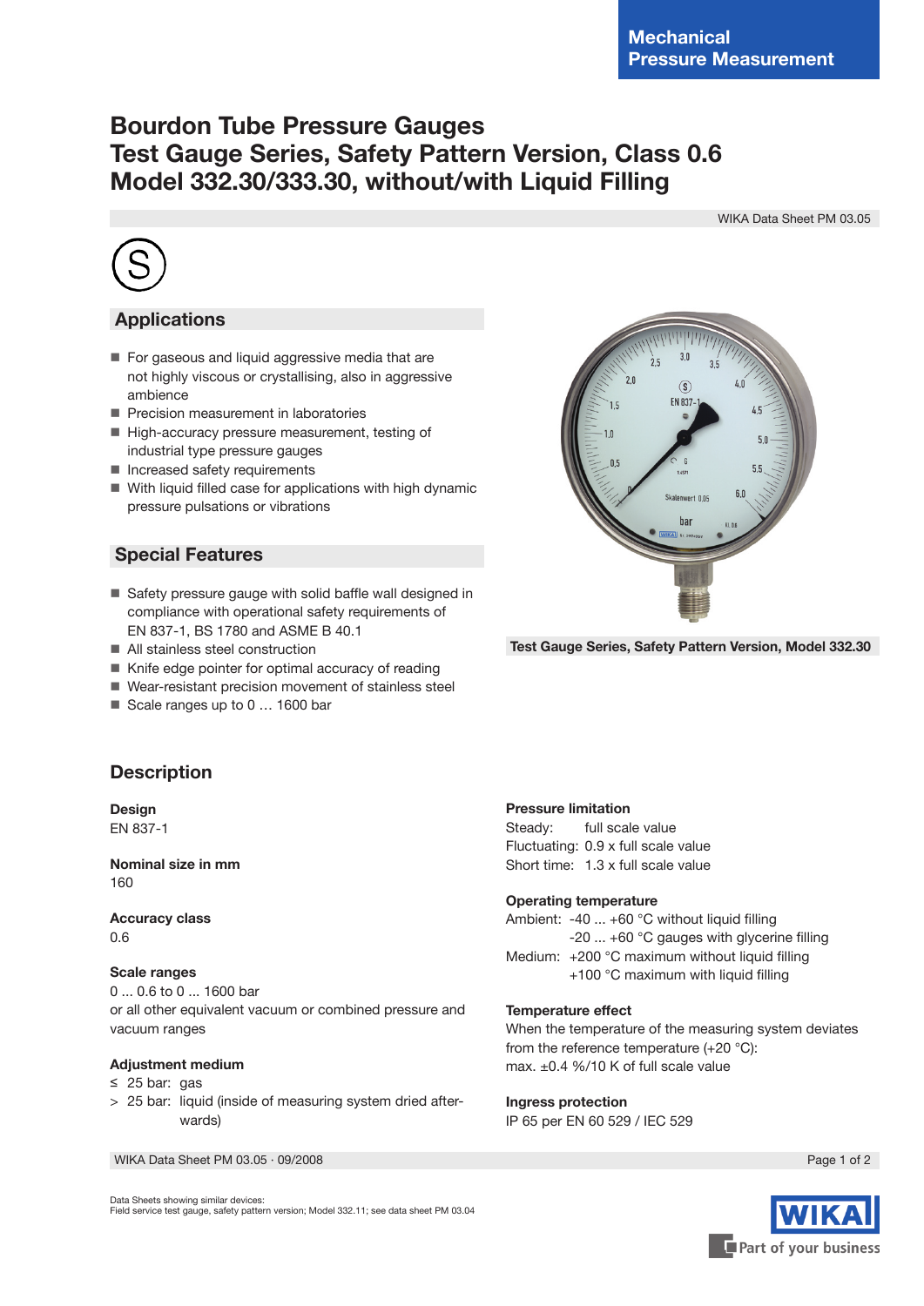Mechanical Pressure Measurement

# Bourdon Tube Pressure Gauges Test Gauge Series, Safety Pattern Version, Class 0.6 Model 332.30/333.30, without/with Liquid Filling

WIKA Data Sheet PM 03.05

## Applications

- For gaseous and liquid aggressive media that are not highly viscous or crystallising, also in aggressive ambience
- Precision measurement in laboratories
- High-accuracy pressure measurement, testing of industrial type pressure gauges
- Increased safety requirements
- With liquid filled case for applications with high dynamic pressure pulsations or vibrations

## Special Features

- Safety pressure gauge with solid baffle wall designed in compliance with operational safety requirements of EN 837-1, BS 1780 and ASME B 40.1
- All stainless steel construction
- Knife edge pointer for optimal accuracy of reading
- Wear-resistant precision movement of stainless steel
- Scale ranges up to 0 … 1600 bar

Test Gauge Series, Safety Pattern Version, Model 332.30

## Description

**Design**
EN 837-1

**Nominal size in mm**
160

**Accuracy class**
0.6

**Scale ranges**
0 ... 0.6 to 0 ... 1600 bar
or all other equivalent vacuum or combined pressure and vacuum ranges

**Adjustment medium**
≤ 25 bar: gas
> 25 bar: liquid (inside of measuring system dried afterwards)

**Pressure limitation**
Steady: full scale value
Fluctuating: 0.9 x full scale value
Short time: 1.3 x full scale value

**Operating temperature**
Ambient: -40 ... +60 °C without liquid filling
-20 ... +60 °C gauges with glycerine filling
Medium: +200 °C maximum without liquid filling
+100 °C maximum with liquid filling

**Temperature effect**
When the temperature of the measuring system deviates from the reference temperature (+20 °C):
max. ±0.4 %/10 K of full scale value

**Ingress protection**
IP 65 per EN 60 529 / IEC 529

WIKA Data Sheet PM 03.05 · 09/2008

Data Sheets showing similar devices:
Field service test gauge, safety pattern version; Model 332.11; see data sheet PM 03.04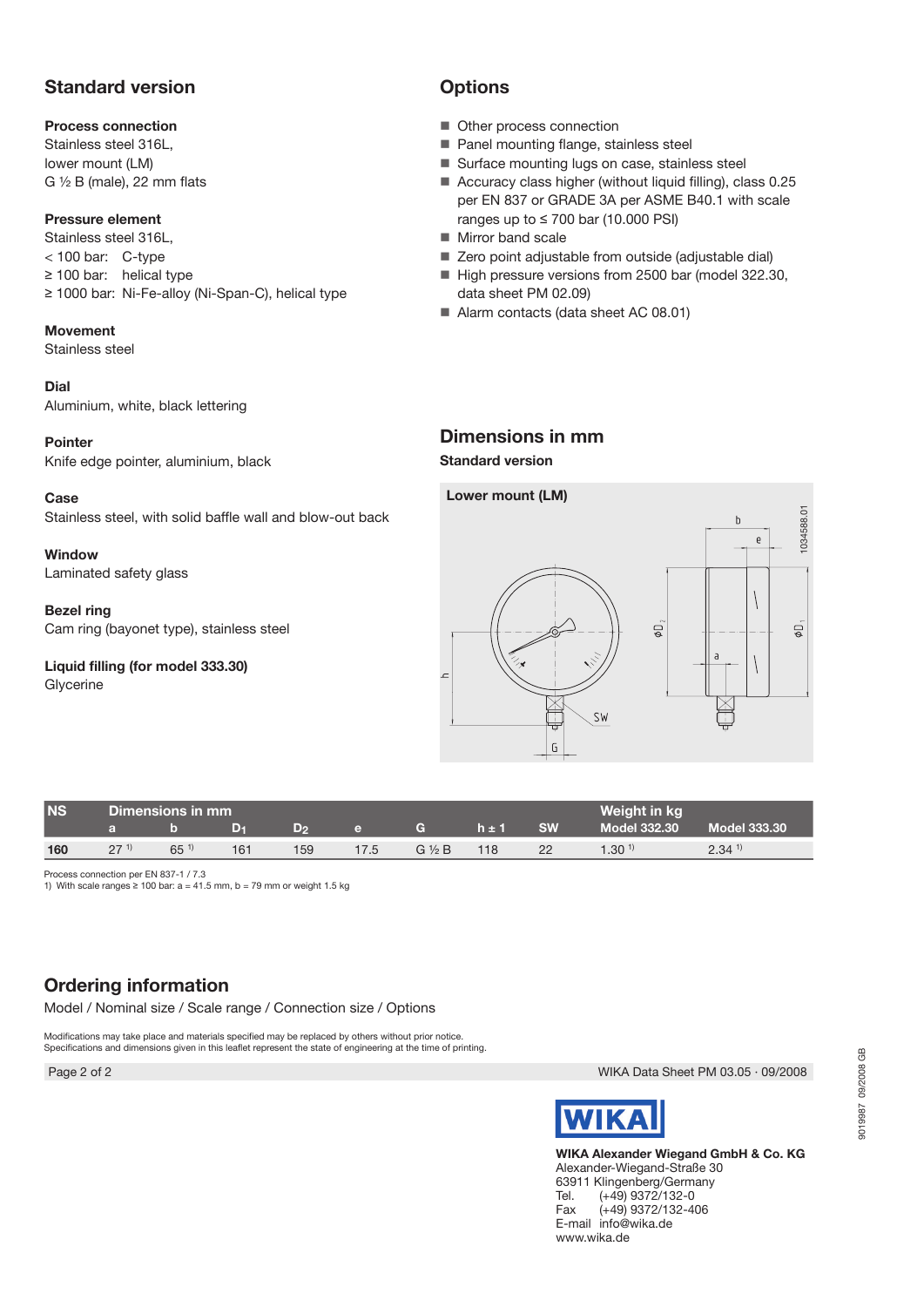## Standard version

**Process connection**
Stainless steel 316L,
lower mount (LM)
G ½ B (male), 22 mm flats

**Pressure element**
Stainless steel 316L,
< 100 bar: C-type
≥ 100 bar: helical type
≥ 1000 bar: Ni-Fe-alloy (Ni-Span-C), helical type

**Movement**
Stainless steel

**Dial**
Aluminium, white, black lettering

**Pointer**
Knife edge pointer, aluminium, black

**Case**
Stainless steel, with solid baffle wall and blow-out back

**Window**
Laminated safety glass

**Bezel ring**
Cam ring (bayonet type), stainless steel

**Liquid filling (for model 333.30)**
Glycerine

## Options

- Other process connection
- Panel mounting flange, stainless steel
- Surface mounting lugs on case, stainless steel
- Accuracy class higher (without liquid filling), class 0.25 per EN 837 or GRADE 3A per ASME B40.1 with scale ranges up to ≤ 700 bar (10.000 PSI)
- Mirror band scale
- Zero point adjustable from outside (adjustable dial)
- High pressure versions from 2500 bar (model 322.30, data sheet PM 02.09)
- Alarm contacts (data sheet AC 08.01)

## Dimensions in mm

**Standard version**

Lower mount (LM)

b
e
1034588.01
ΦD2
ΦD1
a
h
SW
G

| NS | Dimensions in mm | | | | | | | | Weight in kg | |
|---|---|---|---|---|---|---|---|---|---|---|
| | a | b | $D_1$ | $D_2$ | e | G | h ± 1 | SW | Model 332.30 | Model 333.30 |
| 160 | 27 [1] | 65 [1] | 161 | 159 | 17.5 | G ½ B | 118 | 22 | 1.30 [1] | 2.34 [1] |

Process connection per EN 837-1 / 7.3
1) With scale ranges ≥ 100 bar: a = 41.5 mm, b = 79 mm or weight 1.5 kg

## Ordering information

Model / Nominal size / Scale range / Connection size / Options

Modifications may take place and materials specified may be replaced by others without prior notice.
Specifications and dimensions given in this leaflet represent the state of engineering at the time of printing.

WIKA Data Sheet PM 03.05 · 09/2008

WIKA

**WIKA Alexander Wiegand GmbH & Co. KG**
Alexander-Wiegand-Straße 30
63911 Klingenberg/Germany
Tel. (+49) 9372/132-0
Fax (+49) 9372/132-406
E-mail info@wika.de
www.wika.de

9019987 09/2008 GB